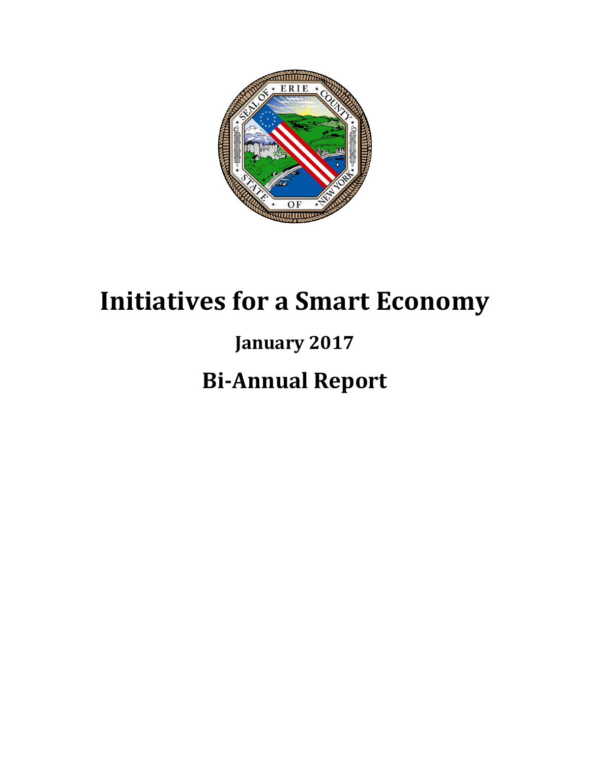# Initiatives for a Smart Economy

## January 2017

# Bi-Annual Report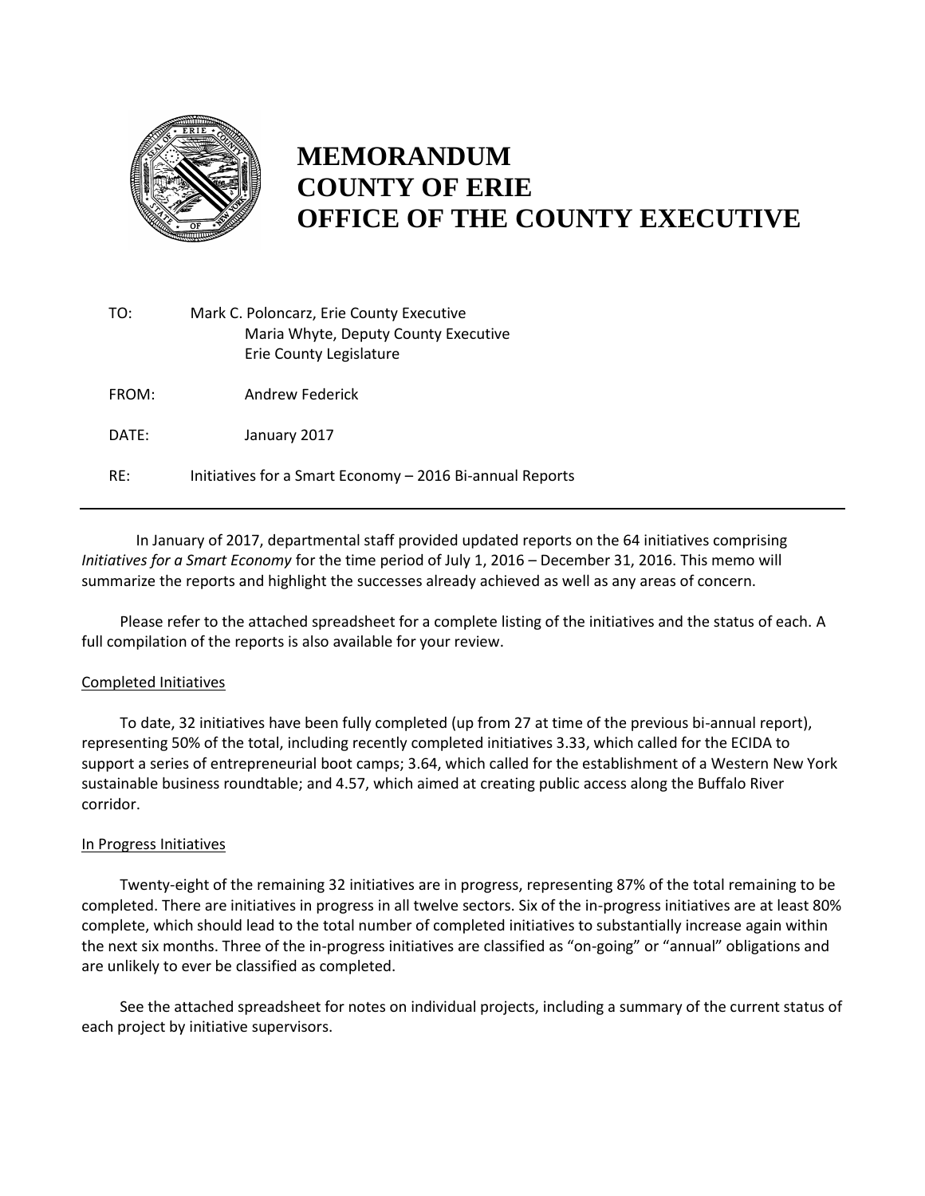# MEMORANDUM
# COUNTY OF ERIE
# OFFICE OF THE COUNTY EXECUTIVE

TO: Mark C. Poloncarz, Erie County Executive
Maria Whyte, Deputy County Executive
Erie County Legislature

FROM: Andrew Federick

DATE: January 2017

RE: Initiatives for a Smart Economy – 2016 Bi-annual Reports

---

In January of 2017, departmental staff provided updated reports on the 64 initiatives comprising *Initiatives for a Smart Economy* for the time period of July 1, 2016 – December 31, 2016. This memo will summarize the reports and highlight the successes already achieved as well as any areas of concern.

Please refer to the attached spreadsheet for a complete listing of the initiatives and the status of each. A full compilation of the reports is also available for your review.

## Completed Initiatives

To date, 32 initiatives have been fully completed (up from 27 at time of the previous bi-annual report), representing 50% of the total, including recently completed initiatives 3.33, which called for the ECIDA to support a series of entrepreneurial boot camps; 3.64, which called for the establishment of a Western New York sustainable business roundtable; and 4.57, which aimed at creating public access along the Buffalo River corridor.

## In Progress Initiatives

Twenty-eight of the remaining 32 initiatives are in progress, representing 87% of the total remaining to be completed. There are initiatives in progress in all twelve sectors. Six of the in-progress initiatives are at least 80% complete, which should lead to the total number of completed initiatives to substantially increase again within the next six months. Three of the in-progress initiatives are classified as "on-going" or "annual" obligations and are unlikely to ever be classified as completed.

See the attached spreadsheet for notes on individual projects, including a summary of the current status of each project by initiative supervisors.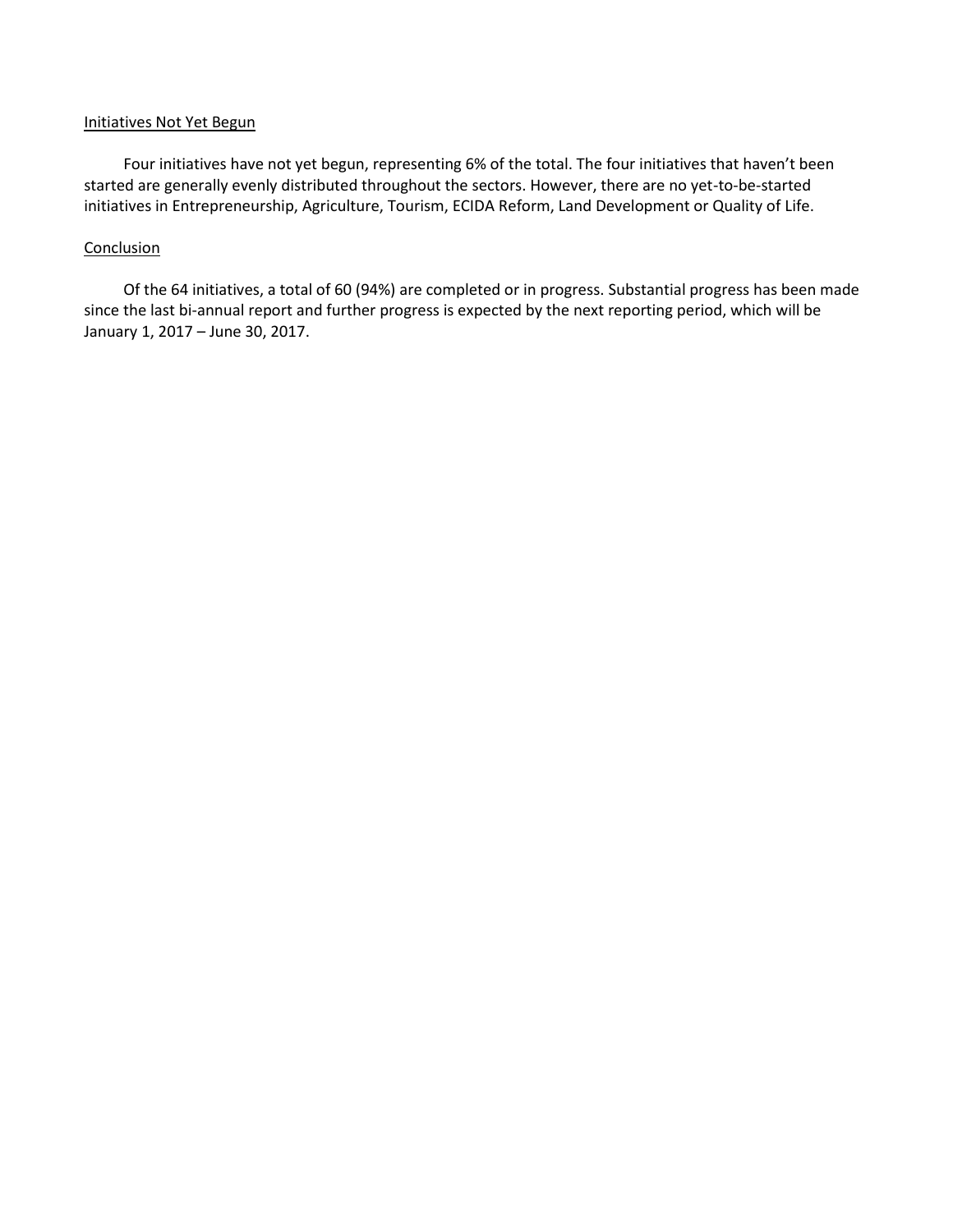## Initiatives Not Yet Begun

Four initiatives have not yet begun, representing 6% of the total. The four initiatives that haven't been started are generally evenly distributed throughout the sectors. However, there are no yet-to-be-started initiatives in Entrepreneurship, Agriculture, Tourism, ECIDA Reform, Land Development or Quality of Life.

## Conclusion

Of the 64 initiatives, a total of 60 (94%) are completed or in progress. Substantial progress has been made since the last bi-annual report and further progress is expected by the next reporting period, which will be January 1, 2017 – June 30, 2017.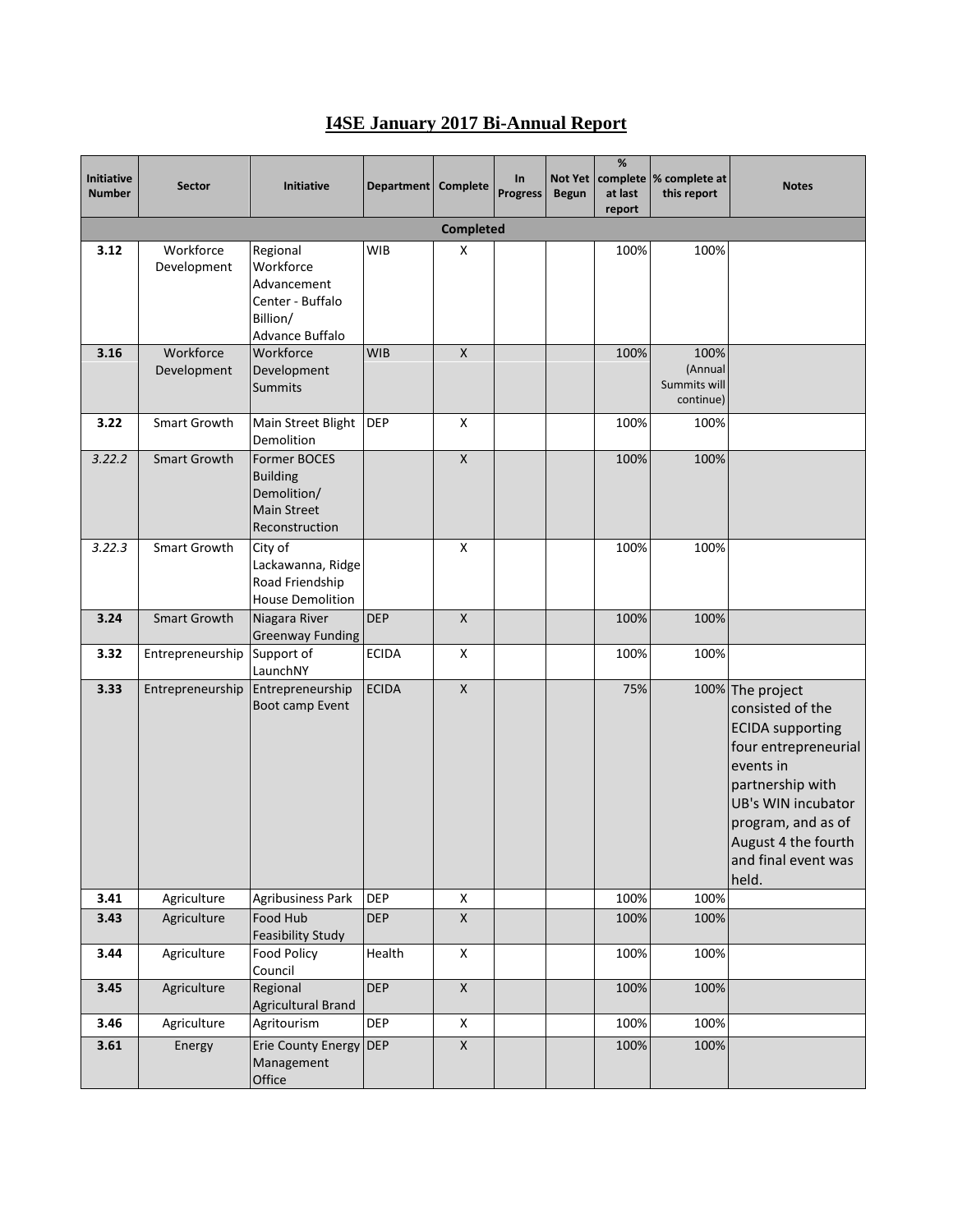# I4SE January 2017 Bi-Annual Report

| Initiative Number | Sector | Initiative | Department | Complete | In Progress | Not Yet Begun | % complete at last report | % complete at this report | Notes |
|---|---|---|---|---|---|---|---|---|---|
| | | | | **Completed** | | | | | |
| **3.12** | Workforce Development | Regional Workforce Advancement Center - Buffalo Billion/ Advance Buffalo | WIB | X | | | 100% | 100% | |
| **3.16** | Workforce Development | Workforce Development Summits | WIB | X | | | 100% | 100% (Annual Summits will continue) | |
| **3.22** | Smart Growth | Main Street Blight Demolition | DEP | X | | | 100% | 100% | |
| *3.22.2* | Smart Growth | Former BOCES Building Demolition/ Main Street Reconstruction | | X | | | 100% | 100% | |
| *3.22.3* | Smart Growth | City of Lackawanna, Ridge Road Friendship House Demolition | | X | | | 100% | 100% | |
| **3.24** | Smart Growth | Niagara River Greenway Funding | DEP | X | | | 100% | 100% | |
| **3.32** | Entrepreneurship | Support of LaunchNY | ECIDA | X | | | 100% | 100% | |
| **3.33** | Entrepreneurship | Entrepreneurship Boot camp Event | ECIDA | X | | | 75% | 100% | The project consisted of the ECIDA supporting four entrepreneurial events in partnership with UB's WIN incubator program, and as of August 4 the fourth and final event was held. |
| **3.41** | Agriculture | Agribusiness Park | DEP | X | | | 100% | 100% | |
| **3.43** | Agriculture | Food Hub Feasibility Study | DEP | X | | | 100% | 100% | |
| **3.44** | Agriculture | Food Policy Council | Health | X | | | 100% | 100% | |
| **3.45** | Agriculture | Regional Agricultural Brand | DEP | X | | | 100% | 100% | |
| **3.46** | Agriculture | Agritourism | DEP | X | | | 100% | 100% | |
| **3.61** | Energy | Erie County Energy Management Office | DEP | X | | | 100% | 100% | |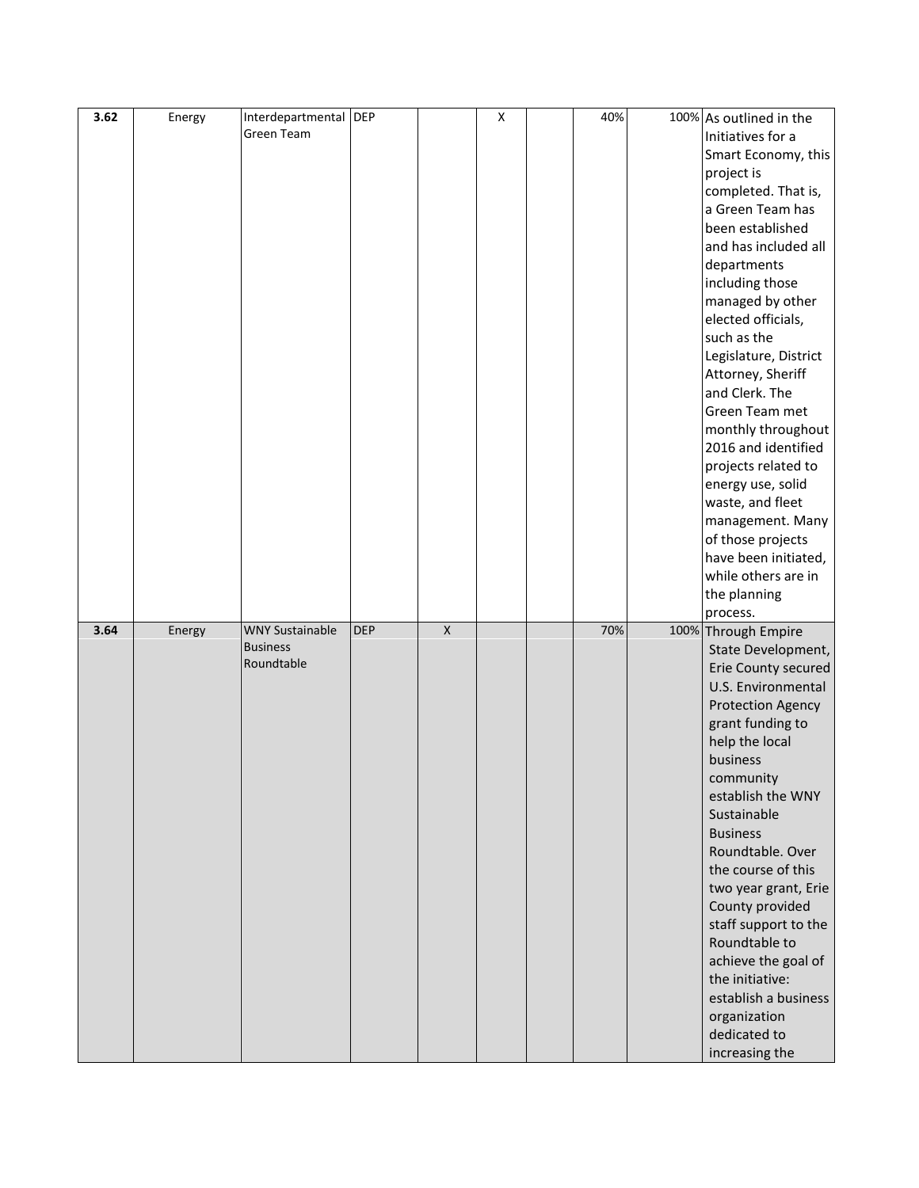| | | | | | | | | | |
|---|---|---|---|---|---|---|---|---|---|
| **3.62** | Energy | Interdepartmental Green Team | DEP | | X | | 40% | 100% | As outlined in the Initiatives for a Smart Economy, this project is completed. That is, a Green Team has been established and has included all departments including those managed by other elected officials, such as the Legislature, District Attorney, Sheriff and Clerk. The Green Team met monthly throughout 2016 and identified projects related to energy use, solid waste, and fleet management. Many of those projects have been initiated, while others are in the planning process. |
| **3.64** | Energy | WNY Sustainable Business Roundtable | DEP | X | | | 70% | 100% | Through Empire State Development, Erie County secured U.S. Environmental Protection Agency grant funding to help the local business community establish the WNY Sustainable Business Roundtable. Over the course of this two year grant, Erie County provided staff support to the Roundtable to achieve the goal of the initiative: establish a business organization dedicated to increasing the |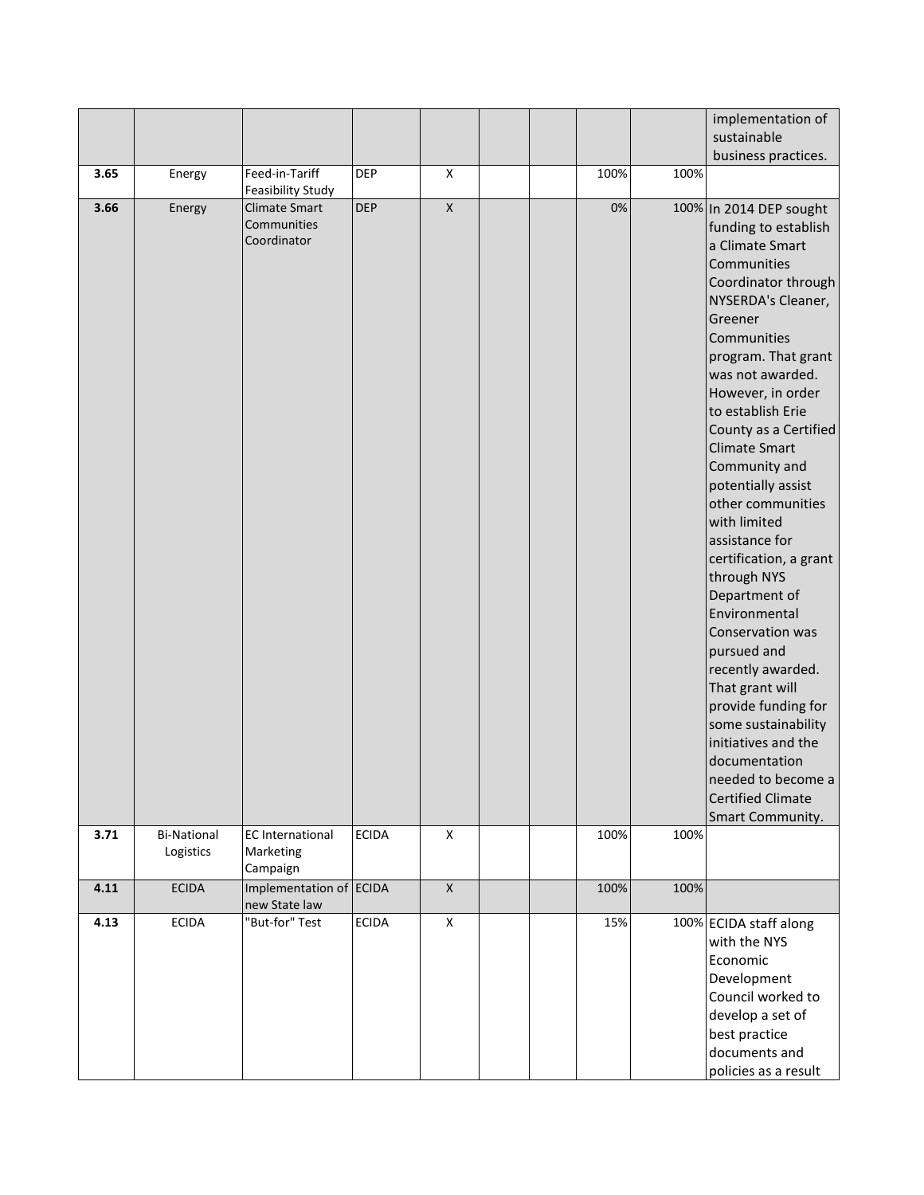| | | | | | | | | | |
|---|---|---|---|---|---|---|---|---|---|
| | | | | | | | | | implementation of sustainable business practices. |
| **3.65** | Energy | Feed-in-Tariff Feasibility Study | DEP | X | | | 100% | 100% | |
| **3.66** | Energy | Climate Smart Communities Coordinator | DEP | X | | | 0% | 100% | In 2014 DEP sought funding to establish a Climate Smart Communities Coordinator through NYSERDA's Cleaner, Greener Communities program. That grant was not awarded. However, in order to establish Erie County as a Certified Climate Smart Community and potentially assist other communities with limited assistance for certification, a grant through NYS Department of Environmental Conservation was pursued and recently awarded. That grant will provide funding for some sustainability initiatives and the documentation needed to become a Certified Climate Smart Community. |
| **3.71** | Bi-National Logistics | EC International Marketing Campaign | ECIDA | X | | | 100% | 100% | |
| **4.11** | ECIDA | Implementation of new State law | ECIDA | X | | | 100% | 100% | |
| **4.13** | ECIDA | "But-for" Test | ECIDA | X | | | 15% | 100% | ECIDA staff along with the NYS Economic Development Council worked to develop a set of best practice documents and policies as a result |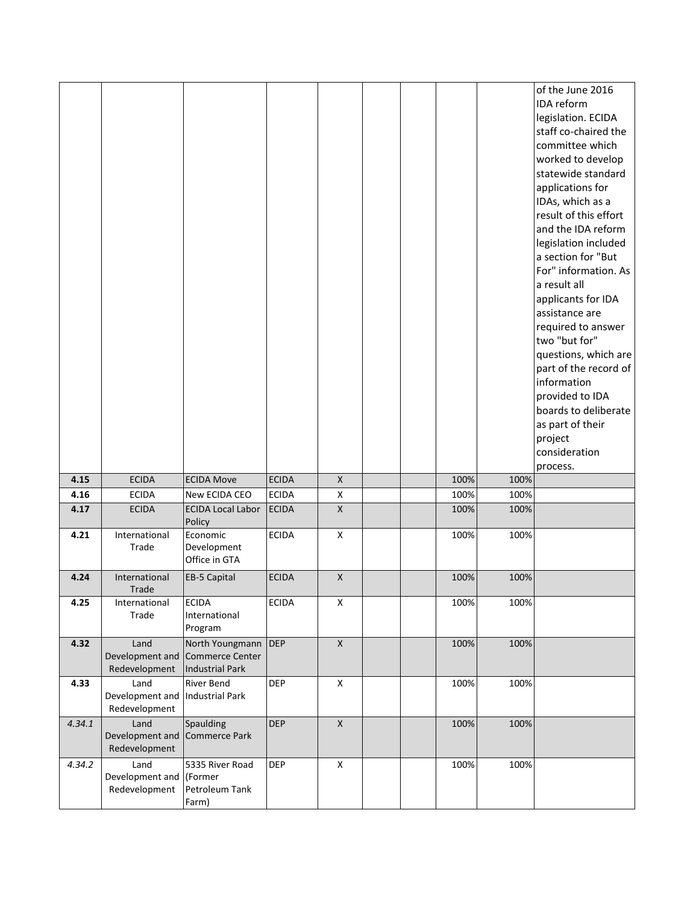| | | | | | | | | | |
|---|---|---|---|---|---|---|---|---|---|
| | | | | | | | | | of the June 2016 IDA reform legislation. ECIDA staff co-chaired the committee which worked to develop statewide standard applications for IDAs, which as a result of this effort and the IDA reform legislation included a section for "But For" information. As a result all applicants for IDA assistance are required to answer two "but for" questions, which are part of the record of information provided to IDA boards to deliberate as part of their project consideration process. |
| **4.15** | ECIDA | ECIDA Move | ECIDA | X | | | 100% | 100% | |
| **4.16** | ECIDA | New ECIDA CEO | ECIDA | X | | | 100% | 100% | |
| **4.17** | ECIDA | ECIDA Local Labor Policy | ECIDA | X | | | 100% | 100% | |
| **4.21** | International Trade | Economic Development Office in GTA | ECIDA | X | | | 100% | 100% | |
| **4.24** | International Trade | EB-5 Capital | ECIDA | X | | | 100% | 100% | |
| **4.25** | International Trade | ECIDA International Program | ECIDA | X | | | 100% | 100% | |
| **4.32** | Land Development and Redevelopment | North Youngmann Commerce Center Industrial Park | DEP | X | | | 100% | 100% | |
| **4.33** | Land Development and Redevelopment | River Bend Industrial Park | DEP | X | | | 100% | 100% | |
| *4.34.1* | Land Development and Redevelopment | Spaulding Commerce Park | DEP | X | | | 100% | 100% | |
| *4.34.2* | Land Development and Redevelopment | 5335 River Road (Former Petroleum Tank Farm) | DEP | X | | | 100% | 100% | |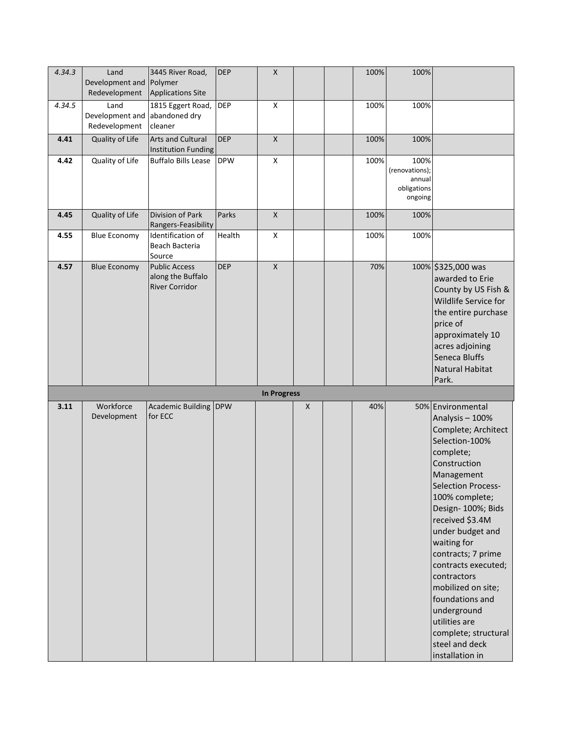| | | | | | | | | | |
|---|---|---|---|---|---|---|---|---|---|
| *4.34.3* | Land Development and Redevelopment | 3445 River Road, Polymer Applications Site | DEP | X | | | 100% | 100% | |
| *4.34.5* | Land Development and Redevelopment | 1815 Eggert Road, abandoned dry cleaner | DEP | X | | | 100% | 100% | |
| **4.41** | Quality of Life | Arts and Cultural Institution Funding | DEP | X | | | 100% | 100% | |
| **4.42** | Quality of Life | Buffalo Bills Lease | DPW | X | | | 100% | 100% (renovations); annual obligations ongoing | |
| **4.45** | Quality of Life | Division of Park Rangers-Feasibility | Parks | X | | | 100% | 100% | |
| **4.55** | Blue Economy | Identification of Beach Bacteria Source | Health | X | | | 100% | 100% | |
| **4.57** | Blue Economy | Public Access along the Buffalo River Corridor | DEP | X | | | 70% | 100% | $325,000 was awarded to Erie County by US Fish & Wildlife Service for the entire purchase price of approximately 10 acres adjoining Seneca Bluffs Natural Habitat Park. |
| | | | | **In Progress** | | | | | |
| **3.11** | Workforce Development | Academic Building for ECC | DPW | | X | | 40% | 50% | Environmental Analysis – 100% Complete; Architect Selection-100% complete; Construction Management Selection Process-100% complete; Design- 100%; Bids received $3.4M under budget and waiting for contracts; 7 prime contracts executed; contractors mobilized on site; foundations and underground utilities are complete; structural steel and deck installation in |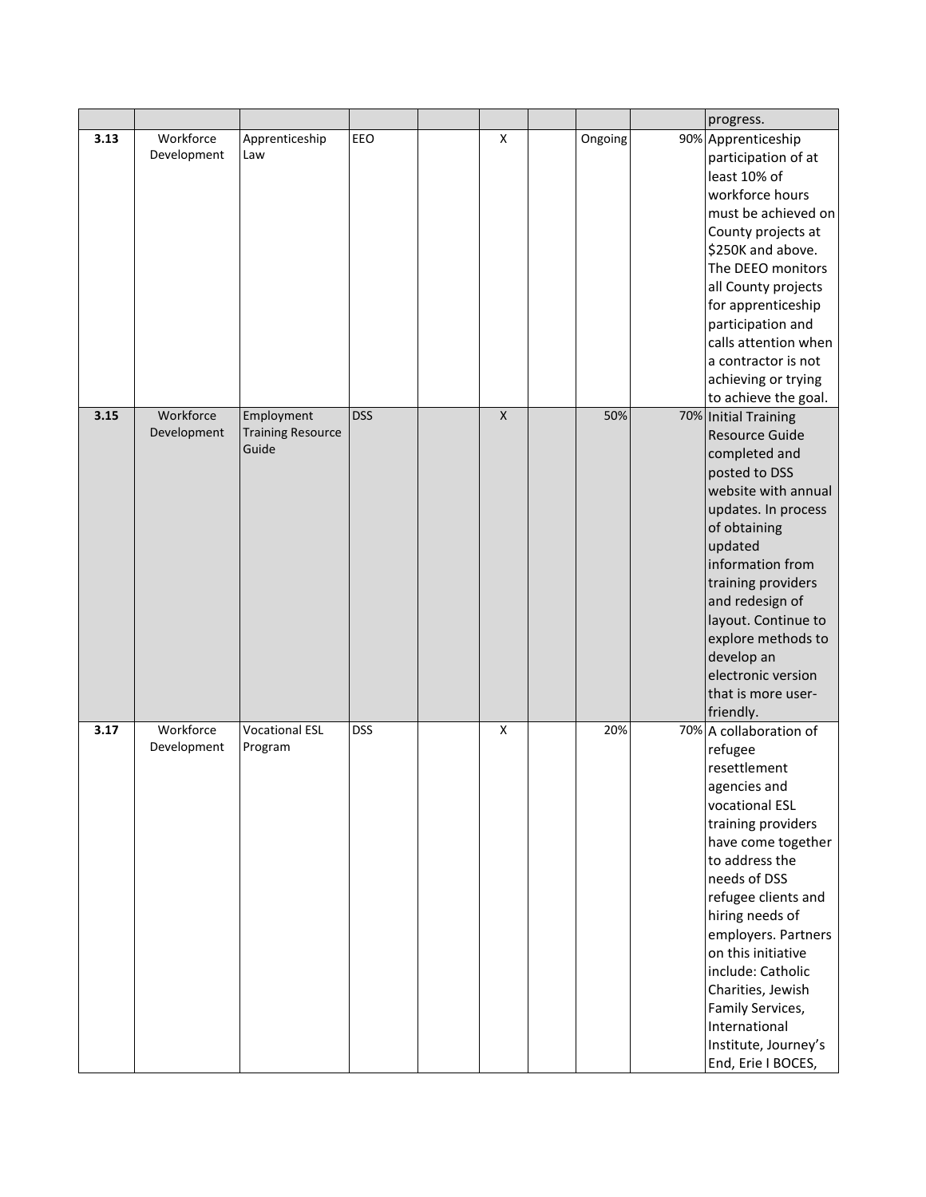| | | | | | | | | | |
|---|---|---|---|---|---|---|---|---|---|
| | | | | | | | | | progress. |
| **3.13** | Workforce Development | Apprenticeship Law | EEO | | X | | Ongoing | 90% | Apprenticeship participation of at least 10% of workforce hours must be achieved on County projects at $250K and above. The DEEO monitors all County projects for apprenticeship participation and calls attention when a contractor is not achieving or trying to achieve the goal. |
| **3.15** | Workforce Development | Employment Training Resource Guide | DSS | | X | | 50% | 70% | Initial Training Resource Guide completed and posted to DSS website with annual updates. In process of obtaining updated information from training providers and redesign of layout. Continue to explore methods to develop an electronic version that is more user-friendly. |
| **3.17** | Workforce Development | Vocational ESL Program | DSS | | X | | 20% | 70% | A collaboration of refugee resettlement agencies and vocational ESL training providers have come together to address the needs of DSS refugee clients and hiring needs of employers. Partners on this initiative include: Catholic Charities, Jewish Family Services, International Institute, Journey's End, Erie I BOCES, |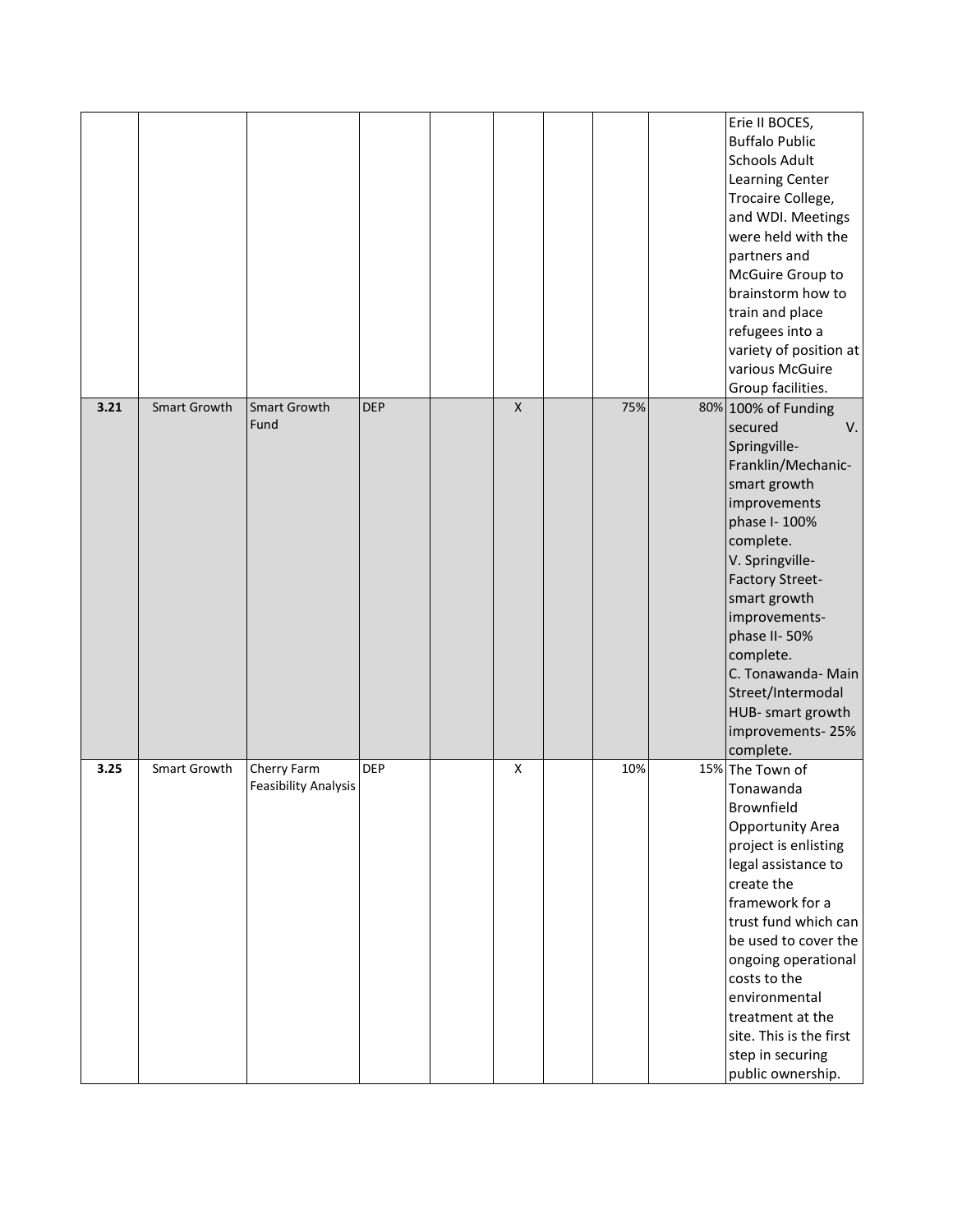| | | | | | | | | | |
|---|---|---|---|---|---|---|---|---|---|
| | | | | | | | | | Erie II BOCES, Buffalo Public Schools Adult Learning Center Trocaire College, and WDI. Meetings were held with the partners and McGuire Group to brainstorm how to train and place refugees into a variety of position at various McGuire Group facilities. |
| **3.21** | Smart Growth | Smart Growth Fund | DEP | | X | | 75% | 80% | 100% of Funding secured V. Springville-Franklin/Mechanic- smart growth improvements phase I- 100% complete. V. Springville- Factory Street- smart growth improvements- phase II- 50% complete. C. Tonawanda- Main Street/Intermodal HUB- smart growth improvements- 25% complete. |
| **3.25** | Smart Growth | Cherry Farm Feasibility Analysis | DEP | | X | | 10% | 15% | The Town of Tonawanda Brownfield Opportunity Area project is enlisting legal assistance to create the framework for a trust fund which can be used to cover the ongoing operational costs to the environmental treatment at the site. This is the first step in securing public ownership. |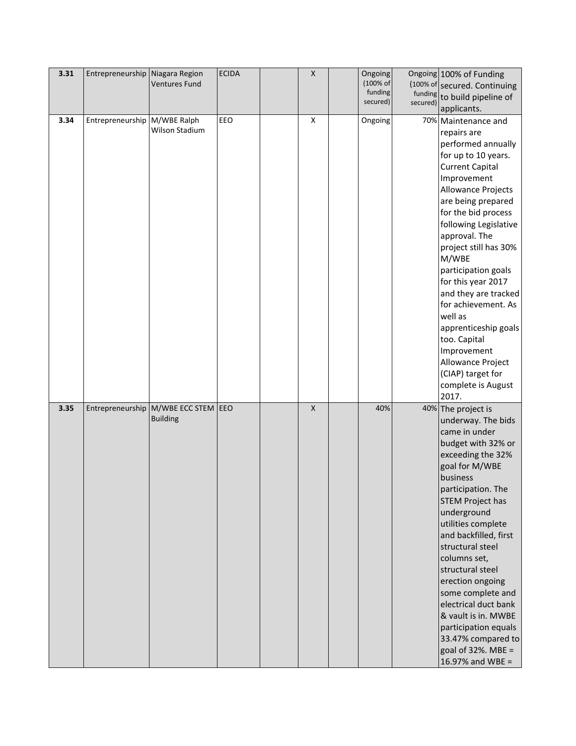| 3.31 | Entrepreneurship | Niagara Region Ventures Fund | ECIDA | | X | | Ongoing (100% of funding secured) | Ongoing (100% of funding secured) | 100% of Funding secured. Continuing to build pipeline of applicants. |
|---|---|---|---|---|---|---|---|---|---|
| 3.34 | Entrepreneurship | M/WBE Ralph Wilson Stadium | EEO | | X | | Ongoing | 70% | Maintenance and repairs are performed annually for up to 10 years. Current Capital Improvement Allowance Projects are being prepared for the bid process following Legislative approval. The project still has 30% M/WBE participation goals for this year 2017 and they are tracked for achievement. As well as apprenticeship goals too. Capital Improvement Allowance Project (CIAP) target for complete is August 2017. |
| 3.35 | Entrepreneurship | M/WBE ECC STEM Building | EEO | | X | | 40% | 40% | The project is underway. The bids came in under budget with 32% or exceeding the 32% goal for M/WBE business participation. The STEM Project has underground utilities complete and backfilled, first structural steel columns set, structural steel erection ongoing some complete and electrical duct bank & vault is in. MWBE participation equals 33.47% compared to goal of 32%. MBE = 16.97% and WBE = |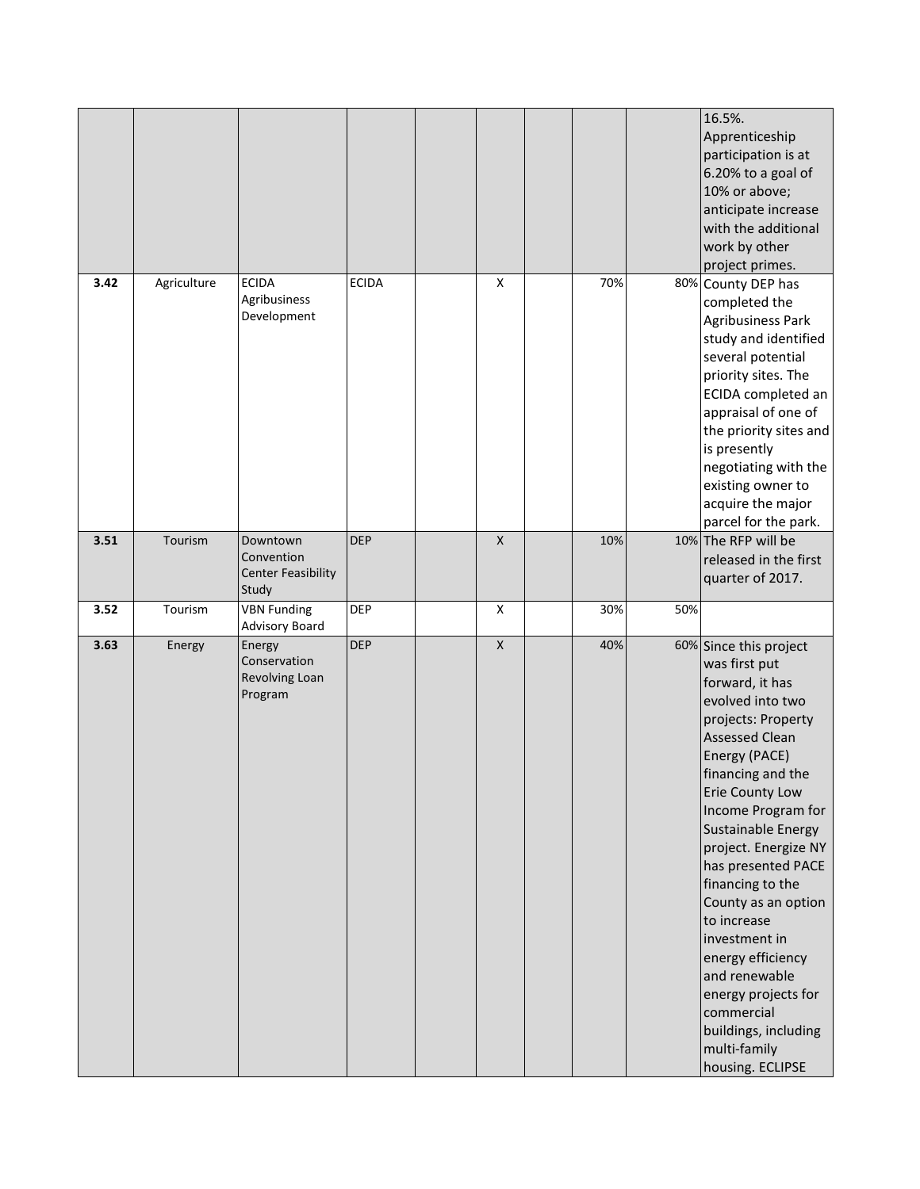| | | | | | | | | | |
|---|---|---|---|---|---|---|---|---|---|
| | | | | | | | | | 16.5%. Apprenticeship participation is at 6.20% to a goal of 10% or above; anticipate increase with the additional work by other project primes. |
| **3.42** | Agriculture | ECIDA Agribusiness Development | ECIDA | | X | | 70% | 80% | County DEP has completed the Agribusiness Park study and identified several potential priority sites. The ECIDA completed an appraisal of one of the priority sites and is presently negotiating with the existing owner to acquire the major parcel for the park. |
| **3.51** | Tourism | Downtown Convention Center Feasibility Study | DEP | | X | | 10% | 10% | The RFP will be released in the first quarter of 2017. |
| **3.52** | Tourism | VBN Funding Advisory Board | DEP | | X | | 30% | 50% | |
| **3.63** | Energy | Energy Conservation Revolving Loan Program | DEP | | X | | 40% | 60% | Since this project was first put forward, it has evolved into two projects: Property Assessed Clean Energy (PACE) financing and the Erie County Low Income Program for Sustainable Energy project. Energize NY has presented PACE financing to the County as an option to increase investment in energy efficiency and renewable energy projects for commercial buildings, including multi-family housing. ECLIPSE |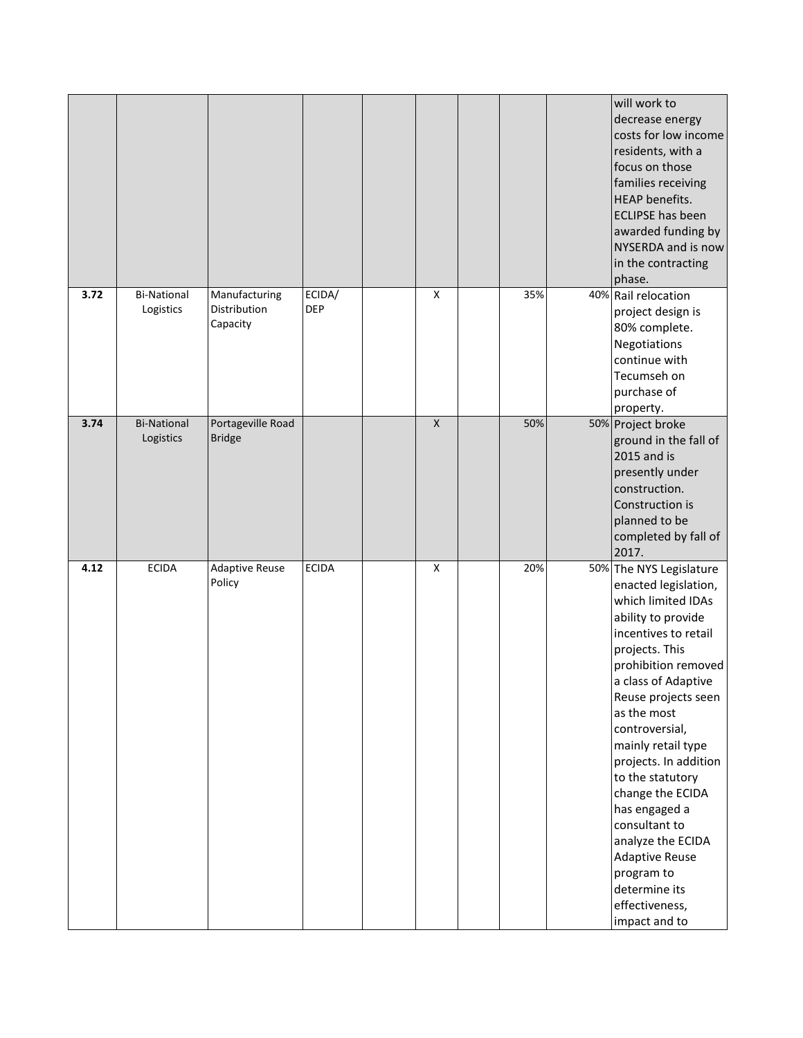| | | | | | | | | | |
|---|---|---|---|---|---|---|---|---|---|
| | | | | | | | | | will work to decrease energy costs for low income residents, with a focus on those families receiving HEAP benefits. ECLIPSE has been awarded funding by NYSERDA and is now in the contracting phase. |
| **3.72** | Bi-National Logistics | Manufacturing Distribution Capacity | ECIDA/ DEP | | X | | 35% | 40% | Rail relocation project design is 80% complete. Negotiations continue with Tecumseh on purchase of property. |
| **3.74** | Bi-National Logistics | Portageville Road Bridge | | | X | | 50% | 50% | Project broke ground in the fall of 2015 and is presently under construction. Construction is planned to be completed by fall of 2017. |
| **4.12** | ECIDA | Adaptive Reuse Policy | ECIDA | | X | | 20% | 50% | The NYS Legislature enacted legislation, which limited IDAs ability to provide incentives to retail projects. This prohibition removed a class of Adaptive Reuse projects seen as the most controversial, mainly retail type projects. In addition to the statutory change the ECIDA has engaged a consultant to analyze the ECIDA Adaptive Reuse program to determine its effectiveness, impact and to |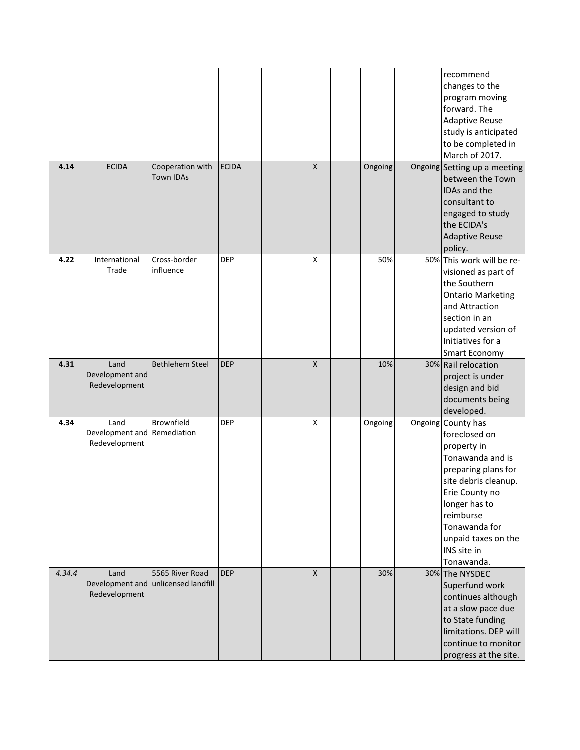| | | | | | | | | | |
|---|---|---|---|---|---|---|---|---|---|
| | | | | | | | | | recommend changes to the program moving forward. The Adaptive Reuse study is anticipated to be completed in March of 2017. |
| **4.14** | ECIDA | Cooperation with Town IDAs | ECIDA | | X | | Ongoing | Ongoing | Setting up a meeting between the Town IDAs and the consultant to engaged to study the ECIDA's Adaptive Reuse policy. |
| **4.22** | International Trade | Cross-border influence | DEP | | X | | 50% | 50% | This work will be re-visioned as part of the Southern Ontario Marketing and Attraction section in an updated version of Initiatives for a Smart Economy |
| **4.31** | Land Development and Redevelopment | Bethlehem Steel | DEP | | X | | 10% | 30% | Rail relocation project is under design and bid documents being developed. |
| **4.34** | Land Development and Redevelopment | Brownfield Remediation | DEP | | X | | Ongoing | Ongoing | County has foreclosed on property in Tonawanda and is preparing plans for site debris cleanup. Erie County no longer has to reimburse Tonawanda for unpaid taxes on the INS site in Tonawanda. |
| *4.34.4* | Land Development and Redevelopment | 5565 River Road unlicensed landfill | DEP | | X | | 30% | 30% | The NYSDEC Superfund work continues although at a slow pace due to State funding limitations. DEP will continue to monitor progress at the site. |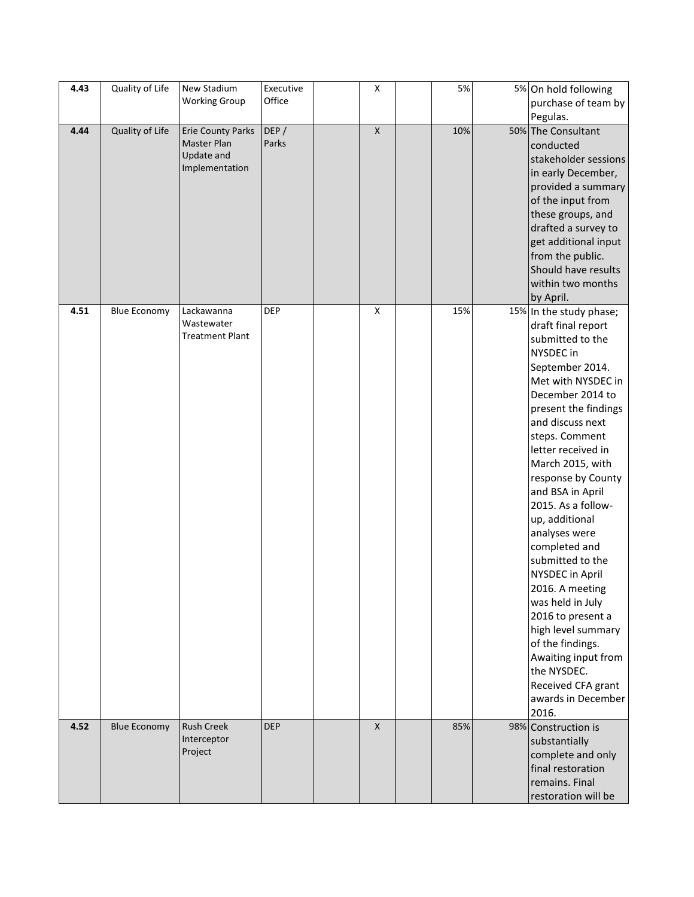| | | | | | | | | | |
|---|---|---|---|---|---|---|---|---|---|
| **4.43** | Quality of Life | New Stadium Working Group | Executive Office | | X | | 5% | 5% | On hold following purchase of team by Pegulas. |
| **4.44** | Quality of Life | Erie County Parks Master Plan Update and Implementation | DEP / Parks | | X | | 10% | 50% | The Consultant conducted stakeholder sessions in early December, provided a summary of the input from these groups, and drafted a survey to get additional input from the public. Should have results within two months by April. |
| **4.51** | Blue Economy | Lackawanna Wastewater Treatment Plant | DEP | | X | | 15% | 15% | In the study phase; draft final report submitted to the NYSDEC in September 2014. Met with NYSDEC in December 2014 to present the findings and discuss next steps. Comment letter received in March 2015, with response by County and BSA in April 2015. As a follow-up, additional analyses were completed and submitted to the NYSDEC in April 2016. A meeting was held in July 2016 to present a high level summary of the findings. Awaiting input from the NYSDEC. Received CFA grant awards in December 2016. |
| **4.52** | Blue Economy | Rush Creek Interceptor Project | DEP | | X | | 85% | 98% | Construction is substantially complete and only final restoration remains. Final restoration will be |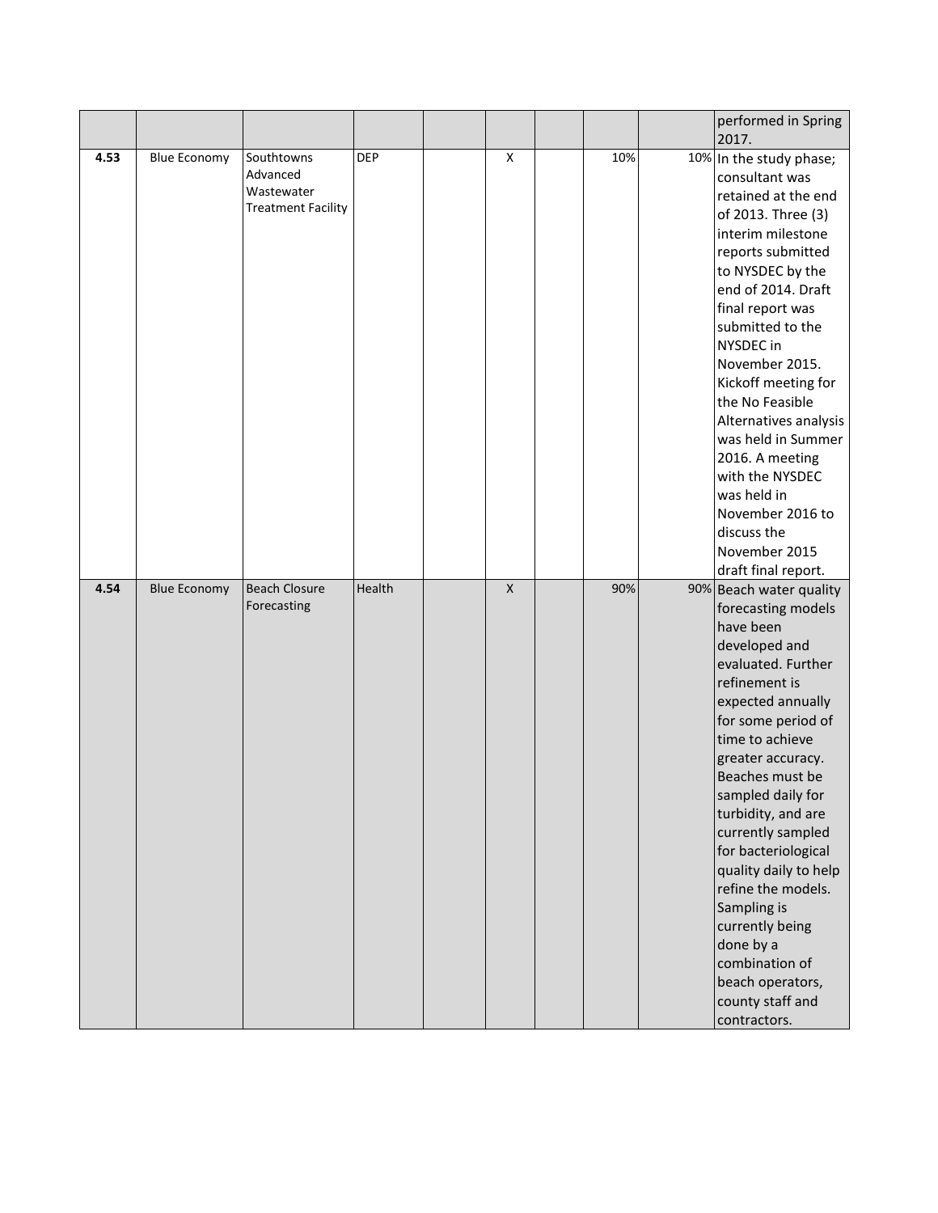|  |  |  |  |  |  |  |  |  | performed in Spring 2017. |
|---|---|---|---|---|---|---|---|---|---|
| **4.53** | Blue Economy | Southtowns Advanced Wastewater Treatment Facility | DEP |  | X |  | 10% | 10% | In the study phase; consultant was retained at the end of 2013. Three (3) interim milestone reports submitted to NYSDEC by the end of 2014. Draft final report was submitted to the NYSDEC in November 2015. Kickoff meeting for the No Feasible Alternatives analysis was held in Summer 2016. A meeting with the NYSDEC was held in November 2016 to discuss the November 2015 draft final report. |
| **4.54** | Blue Economy | Beach Closure Forecasting | Health |  | X |  | 90% | 90% | Beach water quality forecasting models have been developed and evaluated. Further refinement is expected annually for some period of time to achieve greater accuracy. Beaches must be sampled daily for turbidity, and are currently sampled for bacteriological quality daily to help refine the models. Sampling is currently being done by a combination of beach operators, county staff and contractors. |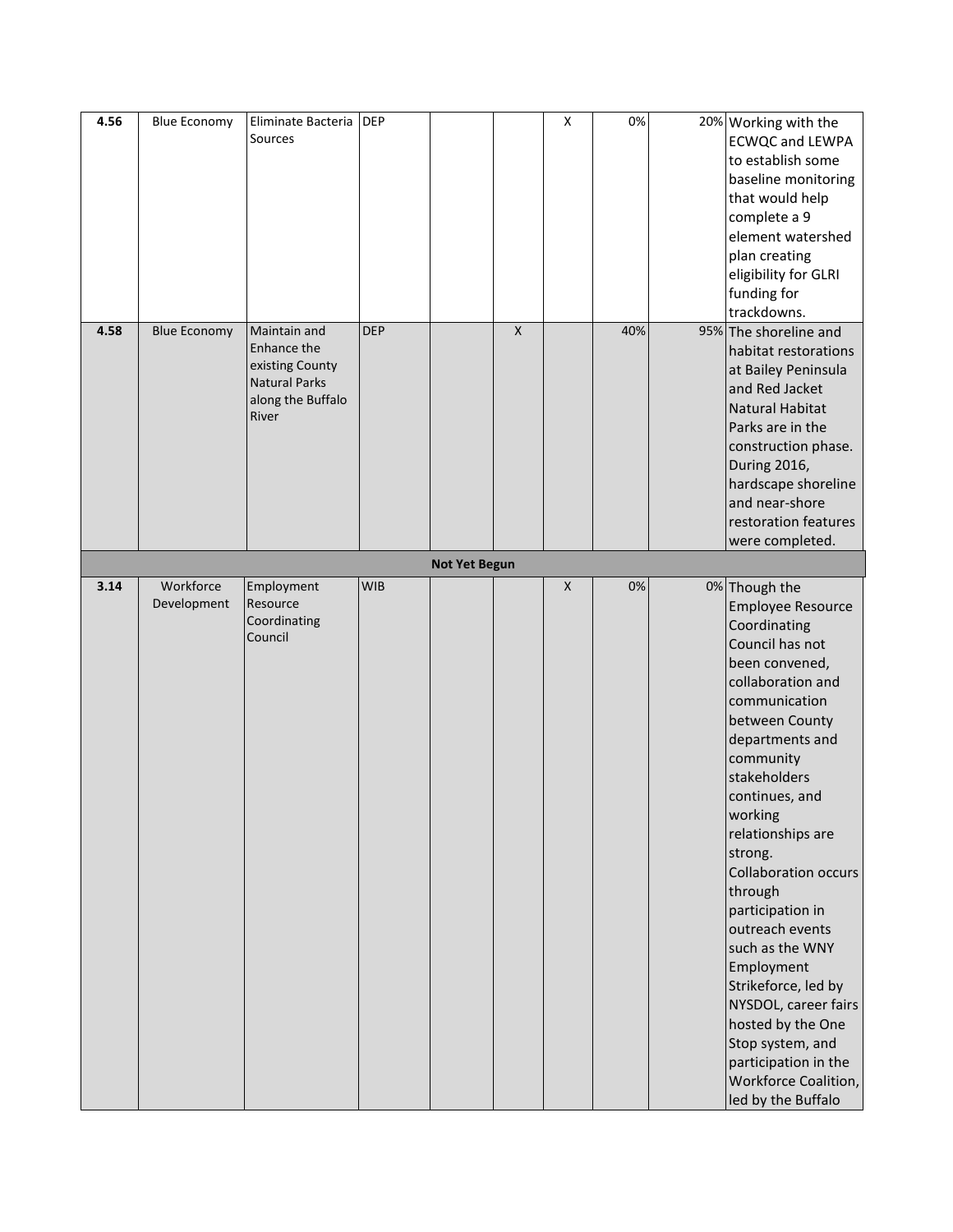| | | | | | | | | | |
|---|---|---|---|---|---|---|---|---|---|
| **4.56** | Blue Economy | Eliminate Bacteria Sources | DEP | | | X | 0% | 20% | Working with the ECWQC and LEWPA to establish some baseline monitoring that would help complete a 9 element watershed plan creating eligibility for GLRI funding for trackdowns. |
| **4.58** | Blue Economy | Maintain and Enhance the existing County Natural Parks along the Buffalo River | DEP | | X | | 40% | 95% | The shoreline and habitat restorations at Bailey Peninsula and Red Jacket Natural Habitat Parks are in the construction phase. During 2016, hardscape shoreline and near-shore restoration features were completed. |
| | | | | **Not Yet Begun** | | | | | |
| **3.14** | Workforce Development | Employment Resource Coordinating Council | WIB | | | X | 0% | 0% | Though the Employee Resource Coordinating Council has not been convened, collaboration and communication between County departments and community stakeholders continues, and working relationships are strong. Collaboration occurs through participation in outreach events such as the WNY Employment Strikeforce, led by NYSDOL, career fairs hosted by the One Stop system, and participation in the Workforce Coalition, led by the Buffalo |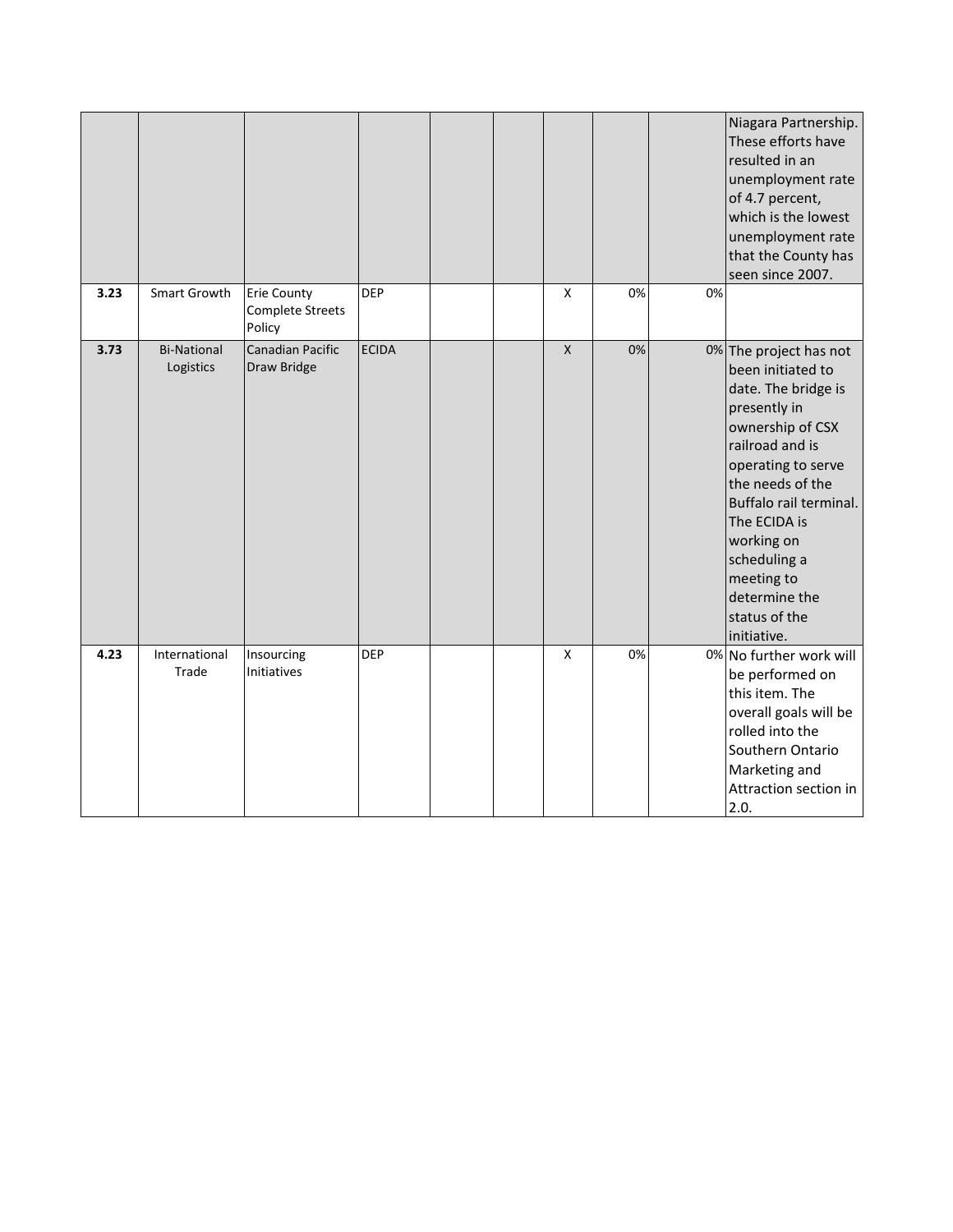| | | | | | | | | | |
|---|---|---|---|---|---|---|---|---|---|
| | | | | | | | | | Niagara Partnership. These efforts have resulted in an unemployment rate of 4.7 percent, which is the lowest unemployment rate that the County has seen since 2007. |
| **3.23** | Smart Growth | Erie County Complete Streets Policy | DEP | | | X | 0% | 0% | |
| **3.73** | Bi-National Logistics | Canadian Pacific Draw Bridge | ECIDA | | | X | 0% | 0% | The project has not been initiated to date. The bridge is presently in ownership of CSX railroad and is operating to serve the needs of the Buffalo rail terminal. The ECIDA is working on scheduling a meeting to determine the status of the initiative. |
| **4.23** | International Trade | Insourcing Initiatives | DEP | | | X | 0% | 0% | No further work will be performed on this item. The overall goals will be rolled into the Southern Ontario Marketing and Attraction section in 2.0. |